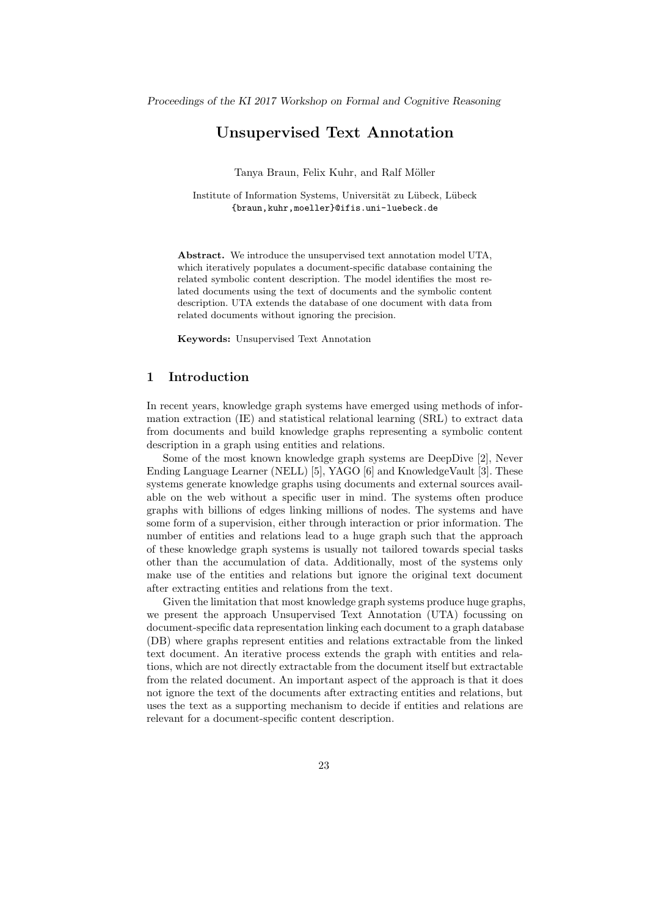# Unsupervised Text Annotation

Tanya Braun, Felix Kuhr, and Ralf Möller

Institute of Information Systems, Universität zu Lübeck, Lübeck
{braun,kuhr,moeller}@ifis.uni-luebeck.de

**Abstract.** We introduce the unsupervised text annotation model UTA, which iteratively populates a document-specific database containing the related symbolic content description. The model identifies the most related documents using the text of documents and the symbolic content description. UTA extends the database of one document with data from related documents without ignoring the precision.

**Keywords:** Unsupervised Text Annotation

## 1 Introduction

In recent years, knowledge graph systems have emerged using methods of information extraction (IE) and statistical relational learning (SRL) to extract data from documents and build knowledge graphs representing a symbolic content description in a graph using entities and relations.

Some of the most known knowledge graph systems are DeepDive [2], Never Ending Language Learner (NELL) [5], YAGO [6] and KnowledgeVault [3]. These systems generate knowledge graphs using documents and external sources available on the web without a specific user in mind. The systems often produce graphs with billions of edges linking millions of nodes. The systems and have some form of a supervision, either through interaction or prior information. The number of entities and relations lead to a huge graph such that the approach of these knowledge graph systems is usually not tailored towards special tasks other than the accumulation of data. Additionally, most of the systems only make use of the entities and relations but ignore the original text document after extracting entities and relations from the text.

Given the limitation that most knowledge graph systems produce huge graphs, we present the approach Unsupervised Text Annotation (UTA) focussing on document-specific data representation linking each document to a graph database (DB) where graphs represent entities and relations extractable from the linked text document. An iterative process extends the graph with entities and relations, which are not directly extractable from the document itself but extractable from the related document. An important aspect of the approach is that it does not ignore the text of the documents after extracting entities and relations, but uses the text as a supporting mechanism to decide if entities and relations are relevant for a document-specific content description.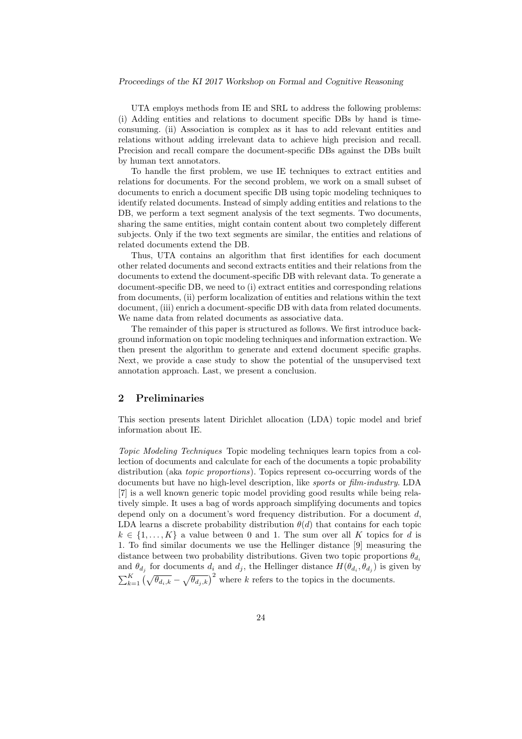UTA employs methods from IE and SRL to address the following problems: (i) Adding entities and relations to document specific DBs by hand is time-consuming. (ii) Association is complex as it has to add relevant entities and relations without adding irrelevant data to achieve high precision and recall. Precision and recall compare the document-specific DBs against the DBs built by human text annotators.

To handle the first problem, we use IE techniques to extract entities and relations for documents. For the second problem, we work on a small subset of documents to enrich a document specific DB using topic modeling techniques to identify related documents. Instead of simply adding entities and relations to the DB, we perform a text segment analysis of the text segments. Two documents, sharing the same entities, might contain content about two completely different subjects. Only if the two text segments are similar, the entities and relations of related documents extend the DB.

Thus, UTA contains an algorithm that first identifies for each document other related documents and second extracts entities and their relations from the documents to extend the document-specific DB with relevant data. To generate a document-specific DB, we need to (i) extract entities and corresponding relations from documents, (ii) perform localization of entities and relations within the text document, (iii) enrich a document-specific DB with data from related documents. We name data from related documents as associative data.

The remainder of this paper is structured as follows. We first introduce background information on topic modeling techniques and information extraction. We then present the algorithm to generate and extend document specific graphs. Next, we provide a case study to show the potential of the unsupervised text annotation approach. Last, we present a conclusion.

## 2 Preliminaries

This section presents latent Dirichlet allocation (LDA) topic model and brief information about IE.

*Topic Modeling Techniques* Topic modeling techniques learn topics from a collection of documents and calculate for each of the documents a topic probability distribution (aka *topic proportions*). Topics represent co-occurring words of the documents but have no high-level description, like *sports* or *film-industry*. LDA [7] is a well known generic topic model providing good results while being relatively simple. It uses a bag of words approach simplifying documents and topics depend only on a document's word frequency distribution. For a document $d$, LDA learns a discrete probability distribution $\theta(d)$ that contains for each topic $k \in \{1, \ldots, K\}$ a value between 0 and 1. The sum over all $K$ topics for $d$ is 1. To find similar documents we use the Hellinger distance [9] measuring the distance between two probability distributions. Given two topic proportions $\theta_{d_i}$ and $\theta_{d_j}$ for documents $d_i$ and $d_j$, the Hellinger distance $H(\theta_{d_i}, \theta_{d_j})$ is given by $\sum_{k=1}^{K} \left(\sqrt{\theta_{d_i,k}} - \sqrt{\theta_{d_j,k}}\right)^2$ where $k$ refers to the topics in the documents.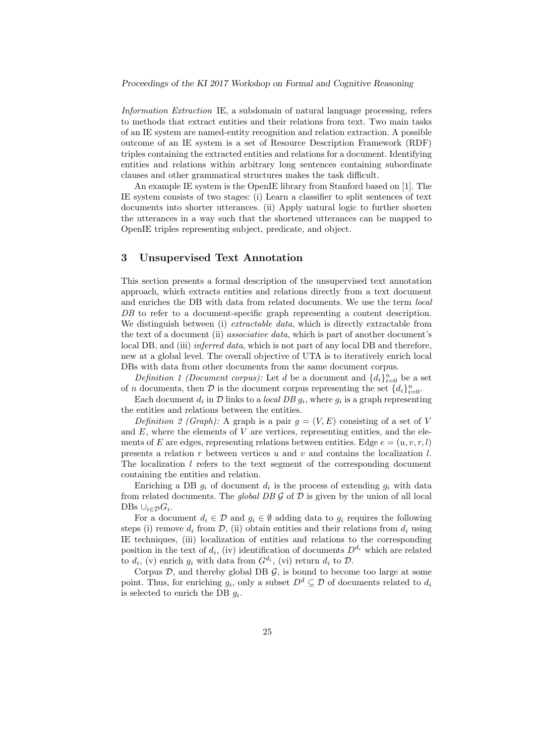*Information Extraction* IE, a subdomain of natural language processing, refers to methods that extract entities and their relations from text. Two main tasks of an IE system are named-entity recognition and relation extraction. A possible outcome of an IE system is a set of Resource Description Framework (RDF) triples containing the extracted entities and relations for a document. Identifying entities and relations within arbitrary long sentences containing subordinate clauses and other grammatical structures makes the task difficult.

An example IE system is the OpenIE library from Stanford based on [1]. The IE system consists of two stages: (i) Learn a classifier to split sentences of text documents into shorter utterances. (ii) Apply natural logic to further shorten the utterances in a way such that the shortened utterances can be mapped to OpenIE triples representing subject, predicate, and object.

## 3 Unsupervised Text Annotation

This section presents a formal description of the unsupervised text annotation approach, which extracts entities and relations directly from a text document and enriches the DB with data from related documents. We use the term *local DB* to refer to a document-specific graph representing a content description. We distinguish between (i) *extractable data*, which is directly extractable from the text of a document (ii) *associative data*, which is part of another document's local DB, and (iii) *inferred data*, which is not part of any local DB and therefore, new at a global level. The overall objective of UTA is to iteratively enrich local DBs with data from other documents from the same document corpus.

*Definition 1 (Document corpus):* Let $d$ be a document and $\{d_i\}_{i=0}^n$ be a set of $n$ documents, then $\mathcal{D}$ is the document corpus representing the set $\{d_i\}_{i=0}^n$.

Each document $d_i$ in $\mathcal{D}$ links to a *local DB* $g_i$, where $g_i$ is a graph representing the entities and relations between the entities.

*Definition 2 (Graph):* A graph is a pair $g = (V, E)$ consisting of a set of $V$ and $E$, where the elements of $V$ are vertices, representing entities, and the elements of $E$ are edges, representing relations between entities. Edge $e = (u, v, r, l)$ presents a relation $r$ between vertices $u$ and $v$ and contains the localization $l$. The localization $l$ refers to the text segment of the corresponding document containing the entities and relation.

Enriching a DB $g_i$ of document $d_i$ is the process of extending $g_i$ with data from related documents. The *global DB* $\mathcal{G}$ of $\mathcal{D}$ is given by the union of all local DBs $\cup_{i \in \mathcal{D}} G_i$.

For a document $d_i \in \mathcal{D}$ and $g_i \in \emptyset$ adding data to $g_i$ requires the following steps (i) remove $d_i$ from $\mathcal{D}$, (ii) obtain entities and their relations from $d_i$ using IE techniques, (iii) localization of entities and relations to the corresponding position in the text of $d_i$, (iv) identification of documents $D^{d_i}$ which are related to $d_i$, (v) enrich $g_i$ with data from $G^{d_i}$, (vi) return $d_i$ to $\mathcal{D}$.

Corpus $\mathcal{D}$, and thereby global DB $\mathcal{G}$, is bound to become too large at some point. Thus, for enriching $g_i$, only a subset $D^d \subseteq \mathcal{D}$ of documents related to $d_i$ is selected to enrich the DB $g_i$.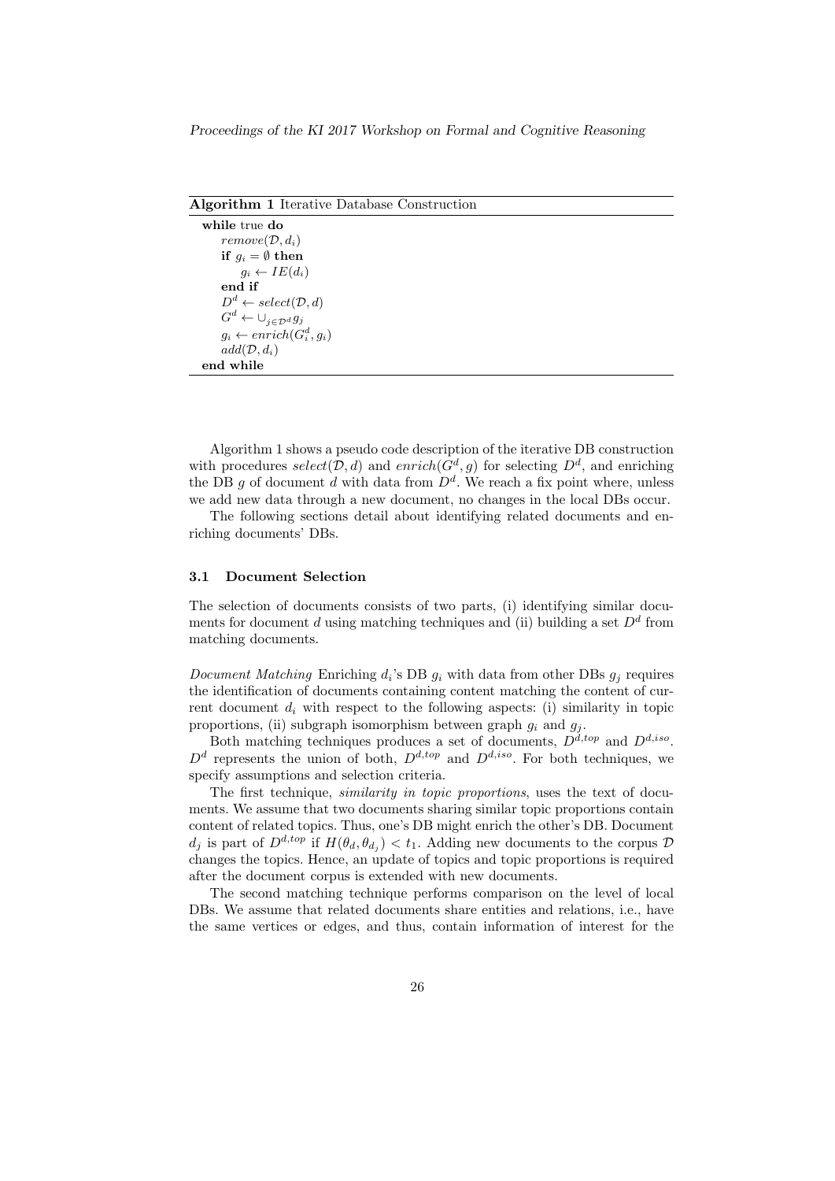**Algorithm 1** Iterative Database Construction

```
while true do
    remove(D, d_i)
    if g_i = ∅ then
        g_i ← IE(d_i)
    end if
    D^d ← select(D, d)
    G^d ← ∪_{j∈D^d} g_j
    g_i ← enrich(G_i^d, g_i)
    add(D, d_i)
end while
```

Algorithm 1 shows a pseudo code description of the iterative DB construction with procedures $select(\mathcal{D}, d)$ and $enrich(G^d, g)$ for selecting $D^d$, and enriching the DB $g$ of document $d$ with data from $D^d$. We reach a fix point where, unless we add new data through a new document, no changes in the local DBs occur.

The following sections detail about identifying related documents and enriching documents' DBs.

### 3.1 Document Selection

The selection of documents consists of two parts, (i) identifying similar documents for document $d$ using matching techniques and (ii) building a set $D^d$ from matching documents.

*Document Matching* Enriching $d_i$'s DB $g_i$ with data from other DBs $g_j$ requires the identification of documents containing content matching the content of current document $d_i$ with respect to the following aspects: (i) similarity in topic proportions, (ii) subgraph isomorphism between graph $g_i$ and $g_j$.

Both matching techniques produces a set of documents, $D^{d,top}$ and $D^{d,iso}$. $D^d$ represents the union of both, $D^{d,top}$ and $D^{d,iso}$. For both techniques, we specify assumptions and selection criteria.

The first technique, *similarity in topic proportions*, uses the text of documents. We assume that two documents sharing similar topic proportions contain content of related topics. Thus, one's DB might enrich the other's DB. Document $d_j$ is part of $D^{d,top}$ if $H(\theta_d, \theta_{d_j}) < t_1$. Adding new documents to the corpus $\mathcal{D}$ changes the topics. Hence, an update of topics and topic proportions is required after the document corpus is extended with new documents.

The second matching technique performs comparison on the level of local DBs. We assume that related documents share entities and relations, i.e., have the same vertices or edges, and thus, contain information of interest for the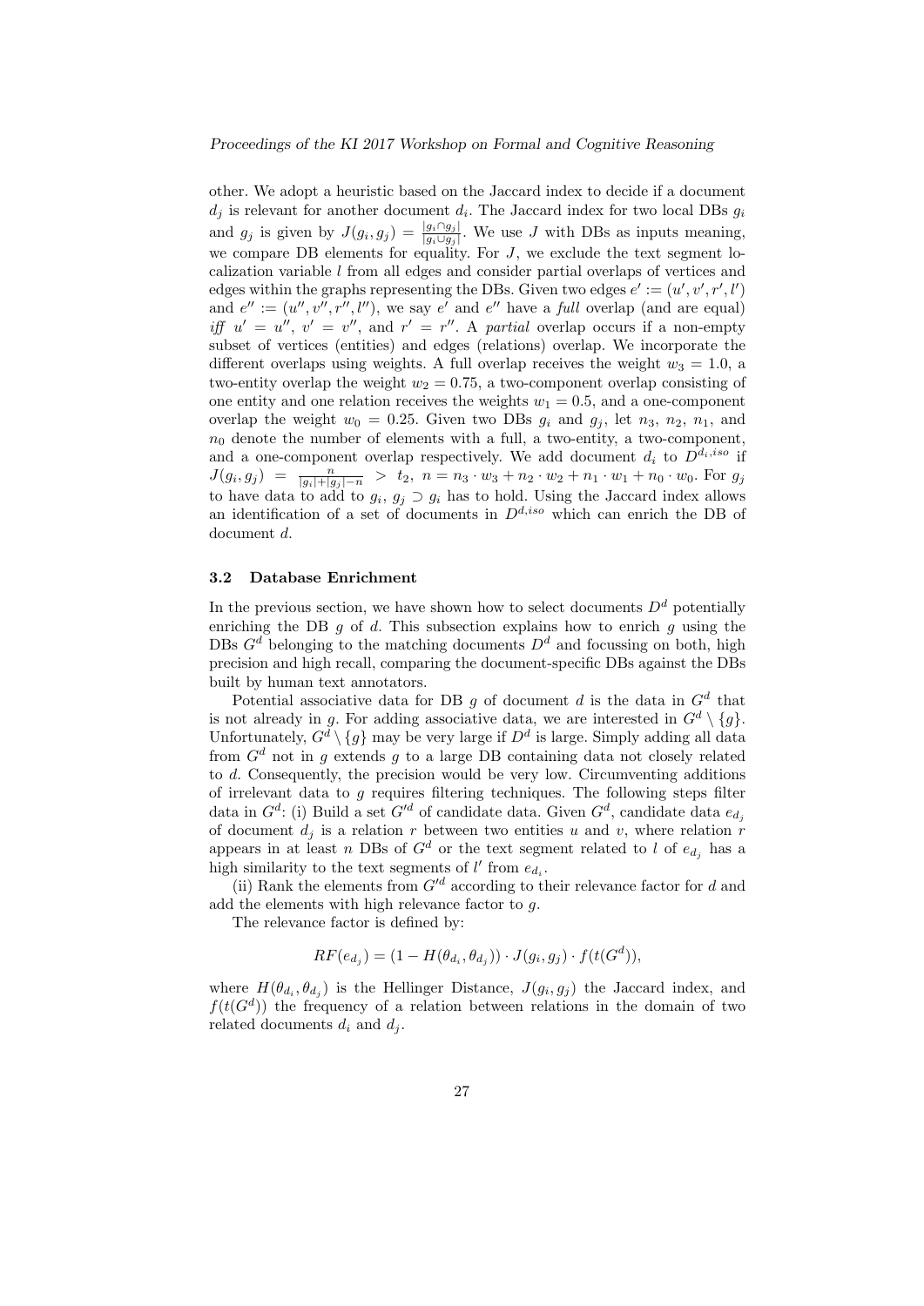other. We adopt a heuristic based on the Jaccard index to decide if a document $d_j$ is relevant for another document $d_i$. The Jaccard index for two local DBs $g_i$ and $g_j$ is given by $J(g_i, g_j) = \frac{|g_i \cap g_j|}{|g_i \cup g_j|}$. We use $J$ with DBs as inputs meaning, we compare DB elements for equality. For $J$, we exclude the text segment localization variable $l$ from all edges and consider partial overlaps of vertices and edges within the graphs representing the DBs. Given two edges $e' := (u', v', r', l')$ and $e'' := (u'', v'', r'', l'')$, we say $e'$ and $e''$ have a *full* overlap (and are equal) *iff* $u' = u''$, $v' = v''$, and $r' = r''$. A *partial* overlap occurs if a non-empty subset of vertices (entities) and edges (relations) overlap. We incorporate the different overlaps using weights. A full overlap receives the weight $w_3 = 1.0$, a two-entity overlap the weight $w_2 = 0.75$, a two-component overlap consisting of one entity and one relation receives the weights $w_1 = 0.5$, and a one-component overlap the weight $w_0 = 0.25$. Given two DBs $g_i$ and $g_j$, let $n_3$, $n_2$, $n_1$, and $n_0$ denote the number of elements with a full, a two-entity, a two-component, and a one-component overlap respectively. We add document $d_i$ to $D^{d_i,iso}$ if $J(g_i, g_j) = \frac{n}{|g_i|+|g_j|-n} > t_2$, $n = n_3 \cdot w_3 + n_2 \cdot w_2 + n_1 \cdot w_1 + n_0 \cdot w_0$. For $g_j$ to have data to add to $g_i$, $g_j \supset g_i$ has to hold. Using the Jaccard index allows an identification of a set of documents in $D^{d,iso}$ which can enrich the DB of document $d$.

### 3.2 Database Enrichment

In the previous section, we have shown how to select documents $D^d$ potentially enriching the DB $g$ of $d$. This subsection explains how to enrich $g$ using the DBs $G^d$ belonging to the matching documents $D^d$ and focussing on both, high precision and high recall, comparing the document-specific DBs against the DBs built by human text annotators.

Potential associative data for DB $g$ of document $d$ is the data in $G^d$ that is not already in $g$. For adding associative data, we are interested in $G^d \setminus \{g\}$. Unfortunately, $G^d \setminus \{g\}$ may be very large if $D^d$ is large. Simply adding all data from $G^d$ not in $g$ extends $g$ to a large DB containing data not closely related to $d$. Consequently, the precision would be very low. Circumventing additions of irrelevant data to $g$ requires filtering techniques. The following steps filter data in $G^d$: (i) Build a set $G'^d$ of candidate data. Given $G^d$, candidate data $e_{d_j}$ of document $d_j$ is a relation $r$ between two entities $u$ and $v$, where relation $r$ appears in at least $n$ DBs of $G^d$ or the text segment related to $l$ of $e_{d_j}$ has a high similarity to the text segments of $l'$ from $e_{d_i}$.

(ii) Rank the elements from $G'^d$ according to their relevance factor for $d$ and add the elements with high relevance factor to $g$.

The relevance factor is defined by:

$$RF(e_{d_j}) = (1 - H(\theta_{d_i}, \theta_{d_j})) \cdot J(g_i, g_j) \cdot f(t(G^d)),$$

where $H(\theta_{d_i}, \theta_{d_j})$ is the Hellinger Distance, $J(g_i, g_j)$ the Jaccard index, and $f(t(G^d))$ the frequency of a relation between relations in the domain of two related documents $d_i$ and $d_j$.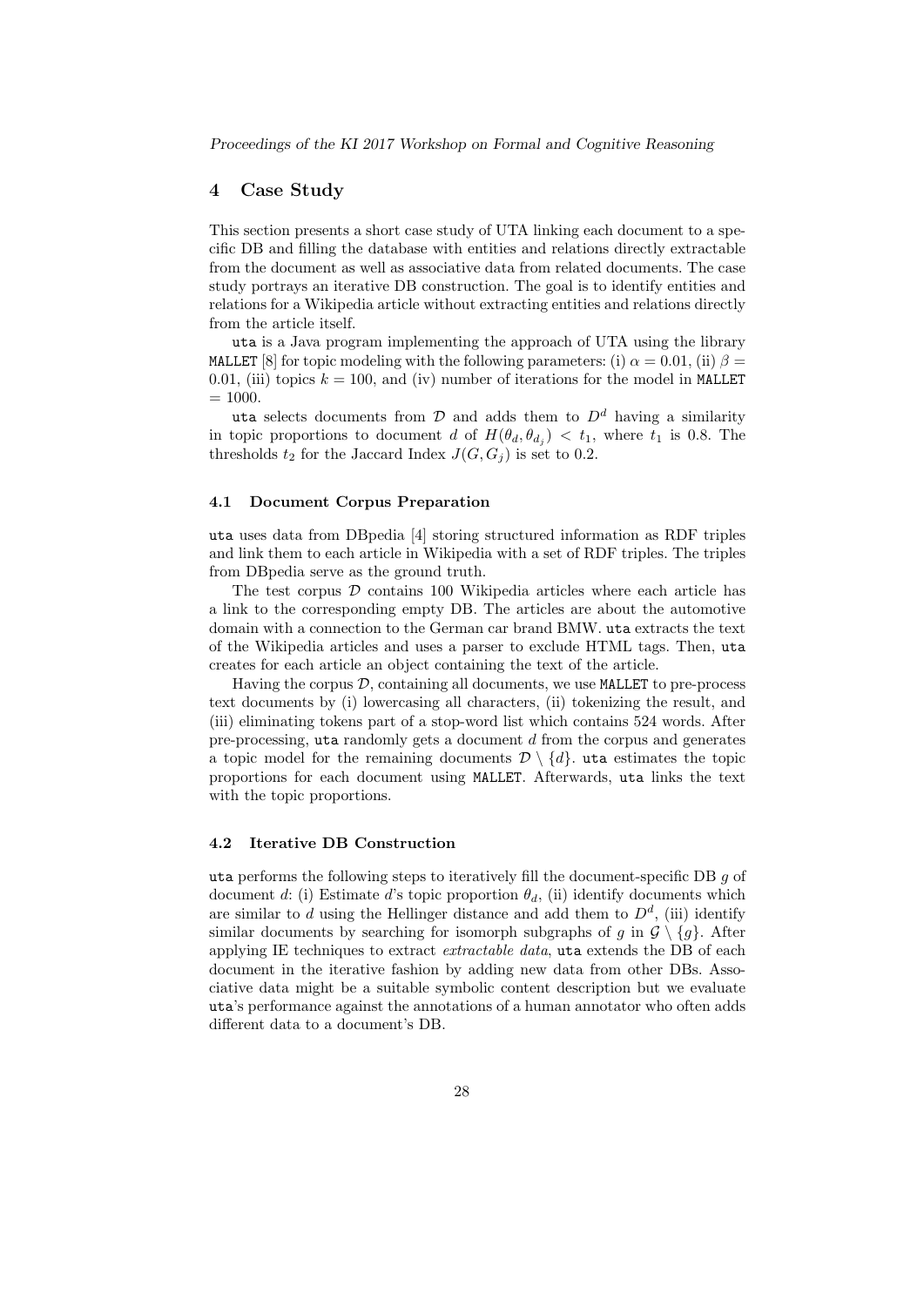## 4 Case Study

This section presents a short case study of UTA linking each document to a specific DB and filling the database with entities and relations directly extractable from the document as well as associative data from related documents. The case study portrays an iterative DB construction. The goal is to identify entities and relations for a Wikipedia article without extracting entities and relations directly from the article itself.

`uta` is a Java program implementing the approach of UTA using the library `MALLET` [8] for topic modeling with the following parameters: (i) $\alpha = 0.01$, (ii) $\beta = 0.01$, (iii) topics $k = 100$, and (iv) number of iterations for the model in `MALLET` $= 1000$.

`uta` selects documents from $\mathcal{D}$ and adds them to $D^d$ having a similarity in topic proportions to document $d$ of $H(\theta_d, \theta_{d_j}) < t_1$, where $t_1$ is 0.8. The thresholds $t_2$ for the Jaccard Index $J(G, G_j)$ is set to 0.2.

### 4.1 Document Corpus Preparation

`uta` uses data from DBpedia [4] storing structured information as RDF triples and link them to each article in Wikipedia with a set of RDF triples. The triples from DBpedia serve as the ground truth.

The test corpus $\mathcal{D}$ contains 100 Wikipedia articles where each article has a link to the corresponding empty DB. The articles are about the automotive domain with a connection to the German car brand BMW. `uta` extracts the text of the Wikipedia articles and uses a parser to exclude HTML tags. Then, `uta` creates for each article an object containing the text of the article.

Having the corpus $\mathcal{D}$, containing all documents, we use `MALLET` to pre-process text documents by (i) lowercasing all characters, (ii) tokenizing the result, and (iii) eliminating tokens part of a stop-word list which contains 524 words. After pre-processing, `uta` randomly gets a document $d$ from the corpus and generates a topic model for the remaining documents $\mathcal{D} \setminus \{d\}$. `uta` estimates the topic proportions for each document using `MALLET`. Afterwards, `uta` links the text with the topic proportions.

### 4.2 Iterative DB Construction

`uta` performs the following steps to iteratively fill the document-specific DB $g$ of document $d$: (i) Estimate $d$'s topic proportion $\theta_d$, (ii) identify documents which are similar to $d$ using the Hellinger distance and add them to $D^d$, (iii) identify similar documents by searching for isomorph subgraphs of $g$ in $\mathcal{G} \setminus \{g\}$. After applying IE techniques to extract *extractable data*, `uta` extends the DB of each document in the iterative fashion by adding new data from other DBs. Associative data might be a suitable symbolic content description but we evaluate `uta`'s performance against the annotations of a human annotator who often adds different data to a document's DB.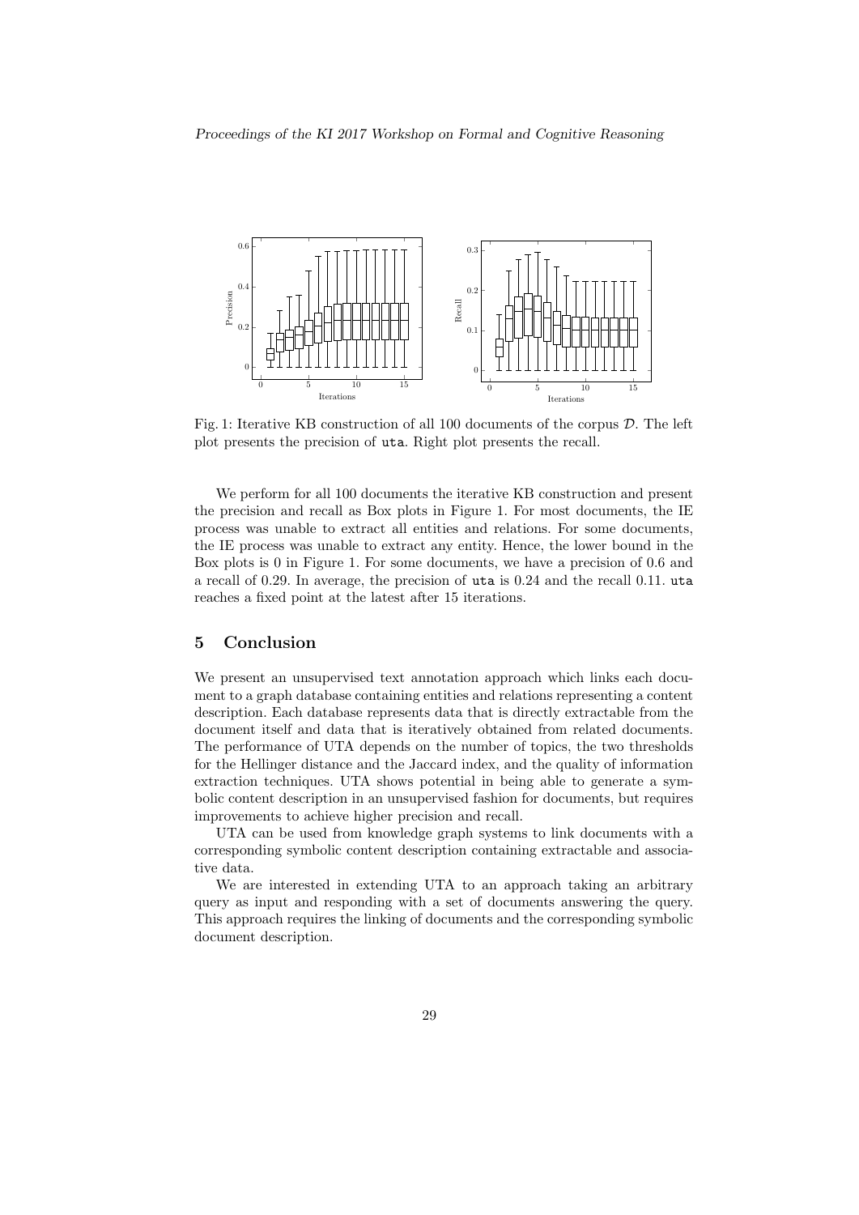Fig. 1: Iterative KB construction of all 100 documents of the corpus $\mathcal{D}$. The left plot presents the precision of `uta`. Right plot presents the recall.

We perform for all 100 documents the iterative KB construction and present the precision and recall as Box plots in Figure 1. For most documents, the IE process was unable to extract all entities and relations. For some documents, the IE process was unable to extract any entity. Hence, the lower bound in the Box plots is 0 in Figure 1. For some documents, we have a precision of 0.6 and a recall of 0.29. In average, the precision of `uta` is 0.24 and the recall 0.11. `uta` reaches a fixed point at the latest after 15 iterations.

## 5 Conclusion

We present an unsupervised text annotation approach which links each document to a graph database containing entities and relations representing a content description. Each database represents data that is directly extractable from the document itself and data that is iteratively obtained from related documents. The performance of UTA depends on the number of topics, the two thresholds for the Hellinger distance and the Jaccard index, and the quality of information extraction techniques. UTA shows potential in being able to generate a symbolic content description in an unsupervised fashion for documents, but requires improvements to achieve higher precision and recall.

UTA can be used from knowledge graph systems to link documents with a corresponding symbolic content description containing extractable and associative data.

We are interested in extending UTA to an approach taking an arbitrary query as input and responding with a set of documents answering the query. This approach requires the linking of documents and the corresponding symbolic document description.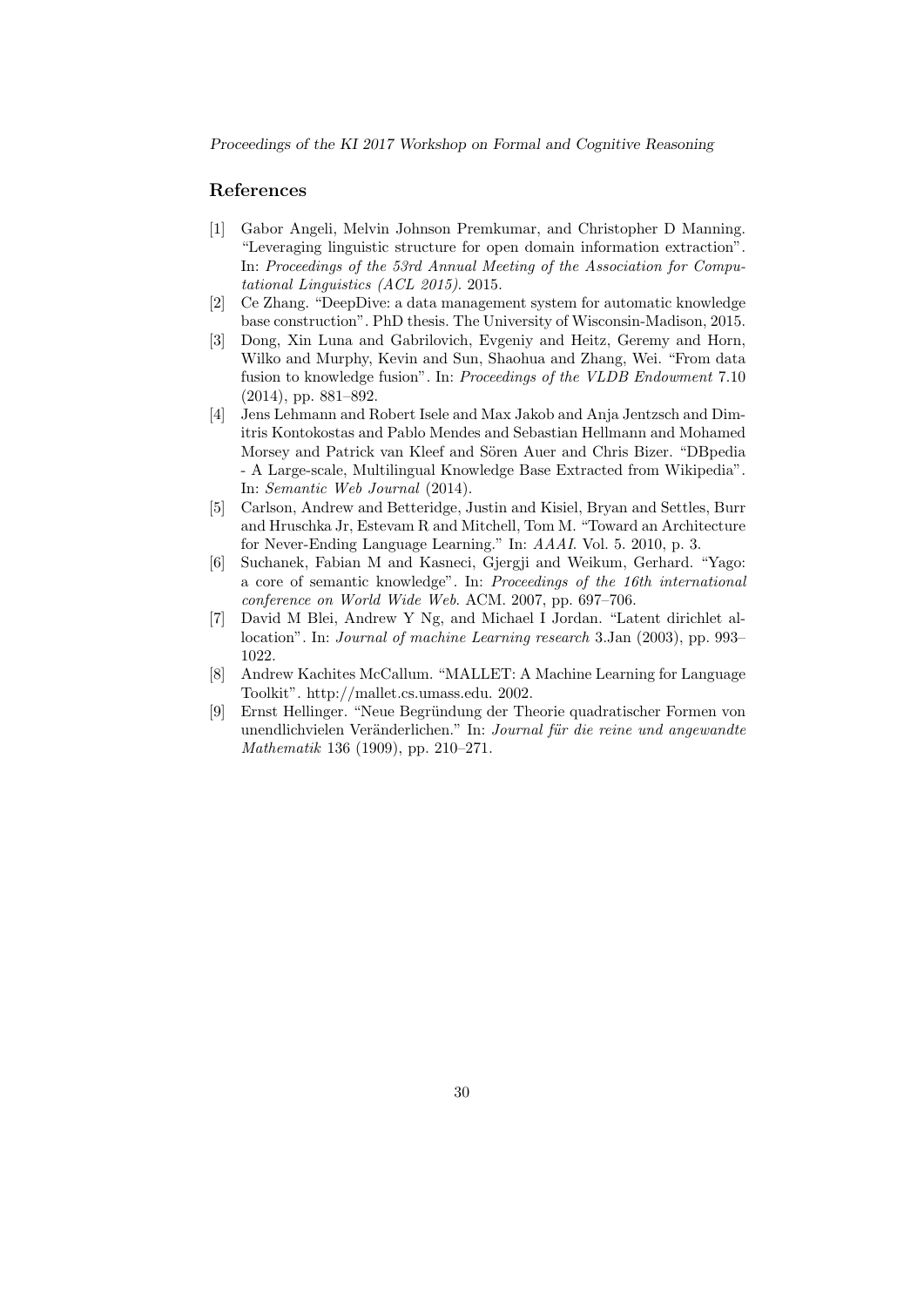## References

[1] Gabor Angeli, Melvin Johnson Premkumar, and Christopher D Manning. "Leveraging linguistic structure for open domain information extraction". In: *Proceedings of the 53rd Annual Meeting of the Association for Computational Linguistics (ACL 2015)*. 2015.

[2] Ce Zhang. "DeepDive: a data management system for automatic knowledge base construction". PhD thesis. The University of Wisconsin-Madison, 2015.

[3] Dong, Xin Luna and Gabrilovich, Evgeniy and Heitz, Geremy and Horn, Wilko and Murphy, Kevin and Sun, Shaohua and Zhang, Wei. "From data fusion to knowledge fusion". In: *Proceedings of the VLDB Endowment* 7.10 (2014), pp. 881–892.

[4] Jens Lehmann and Robert Isele and Max Jakob and Anja Jentzsch and Dimitris Kontokostas and Pablo Mendes and Sebastian Hellmann and Mohamed Morsey and Patrick van Kleef and Sören Auer and Chris Bizer. "DBpedia - A Large-scale, Multilingual Knowledge Base Extracted from Wikipedia". In: *Semantic Web Journal* (2014).

[5] Carlson, Andrew and Betteridge, Justin and Kisiel, Bryan and Settles, Burr and Hruschka Jr, Estevam R and Mitchell, Tom M. "Toward an Architecture for Never-Ending Language Learning." In: *AAAI*. Vol. 5. 2010, p. 3.

[6] Suchanek, Fabian M and Kasneci, Gjergji and Weikum, Gerhard. "Yago: a core of semantic knowledge". In: *Proceedings of the 16th international conference on World Wide Web*. ACM. 2007, pp. 697–706.

[7] David M Blei, Andrew Y Ng, and Michael I Jordan. "Latent dirichlet allocation". In: *Journal of machine Learning research* 3.Jan (2003), pp. 993–1022.

[8] Andrew Kachites McCallum. "MALLET: A Machine Learning for Language Toolkit". http://mallet.cs.umass.edu. 2002.

[9] Ernst Hellinger. "Neue Begründung der Theorie quadratischer Formen von unendlichvielen Veränderlichen." In: *Journal für die reine und angewandte Mathematik* 136 (1909), pp. 210–271.